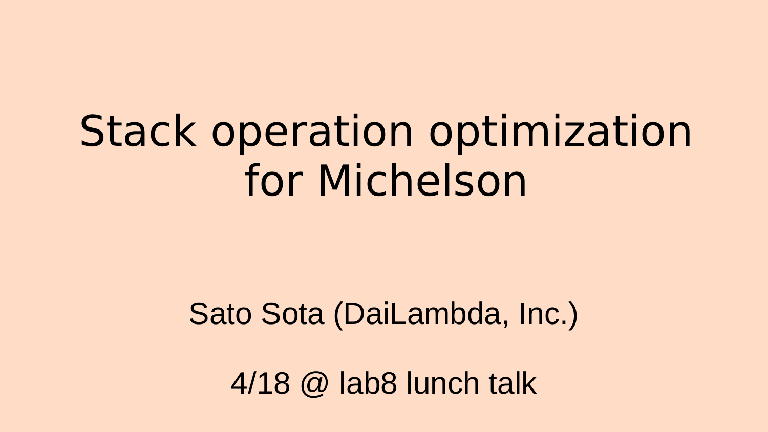# Stack operation optimization for Michelson

Sato Sota (DaiLambda, Inc.)

4/18 @ lab8 lunch talk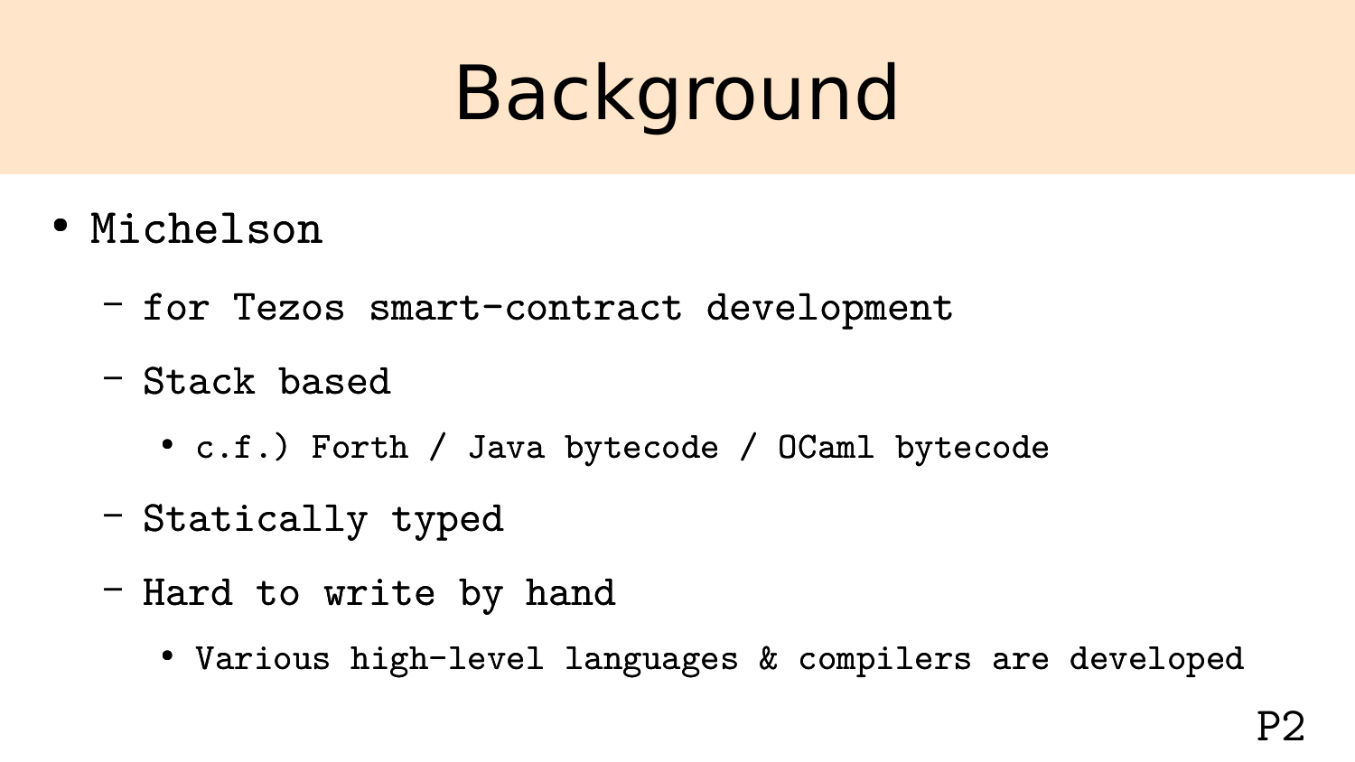# Background

- Michelson
  - for Tezos smart-contract development
  - Stack based
    - c.f.) Forth / Java bytecode / OCaml bytecode
  - Statically typed
  - Hard to write by hand
    - Various high-level languages & compilers are developed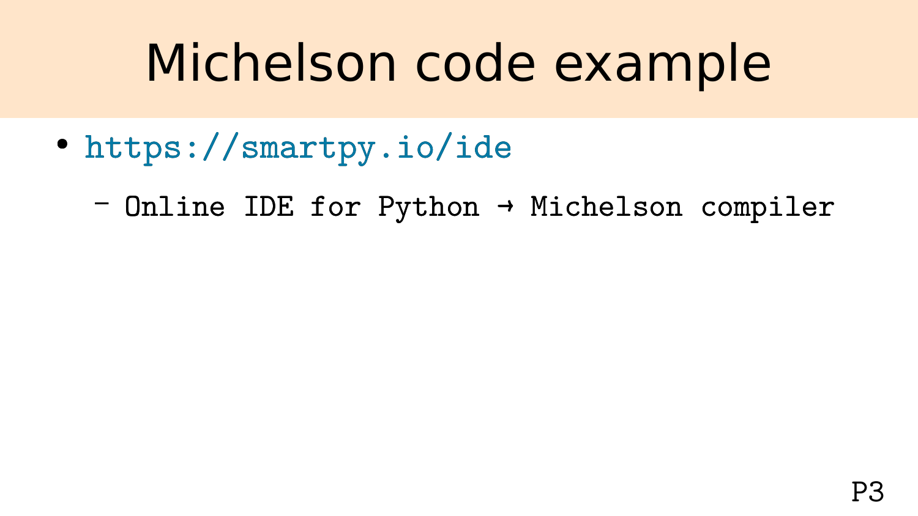# Michelson code example

- https://smartpy.io/ide
  - Online IDE for Python → Michelson compiler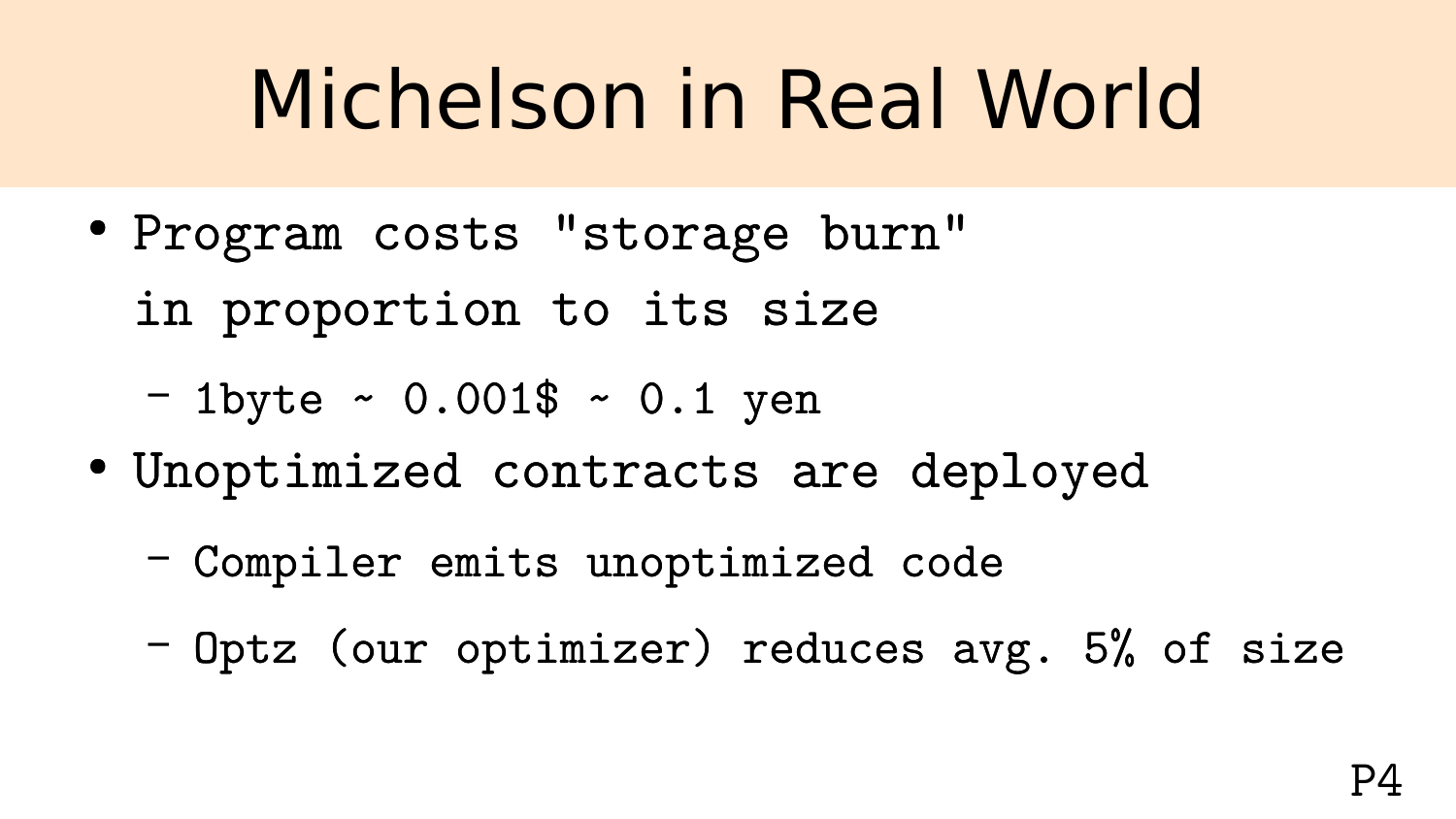# Michelson in Real World

- Program costs "storage burn" in proportion to its size
  - 1byte ~ 0.001$ ~ 0.1 yen
- Unoptimized contracts are deployed
  - Compiler emits unoptimized code
  - Optz (our optimizer) reduces avg. 5% of size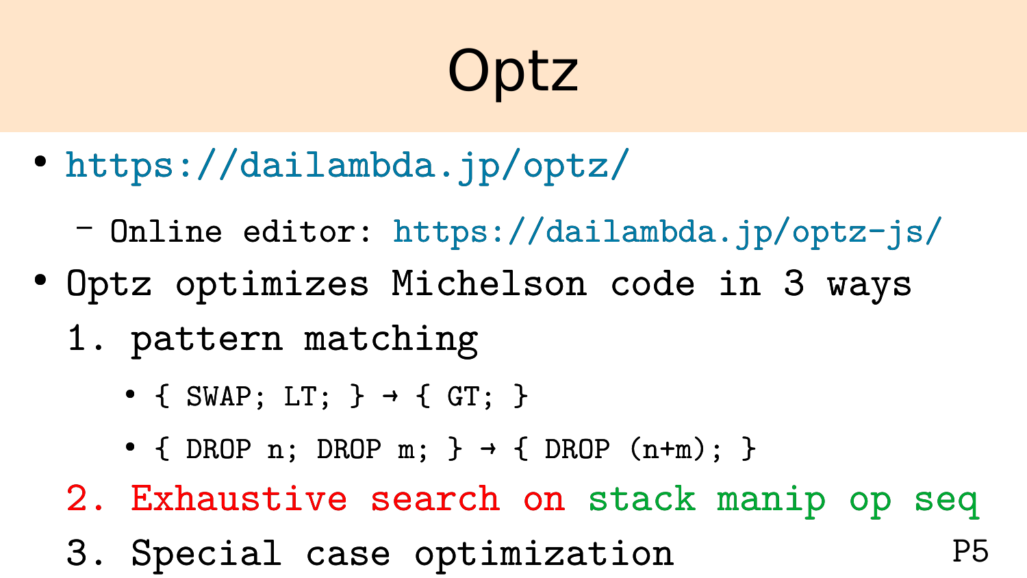# Optz

- https://dailambda.jp/optz/
  - Online editor: https://dailambda.jp/optz-js/
- Optz optimizes Michelson code in 3 ways
  1. pattern matching
     - `{ SWAP; LT; } → { GT; }`
     - `{ DROP n; DROP m; } → { DROP (n+m); }`
  2. Exhaustive search on stack manip op seq
  3. Special case optimization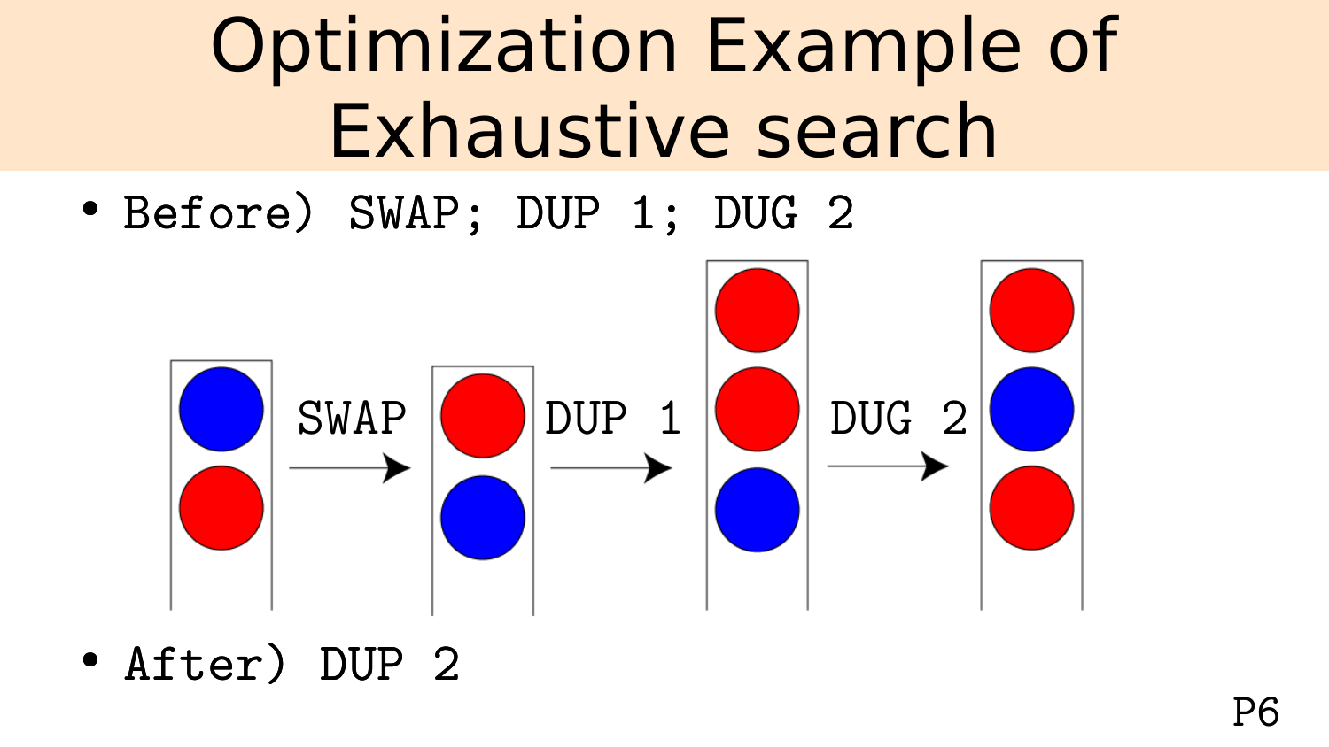# Optimization Example of Exhaustive search

- Before) SWAP; DUP 1; DUG 2

SWAP → DUP 1 → DUG 2

- After) DUP 2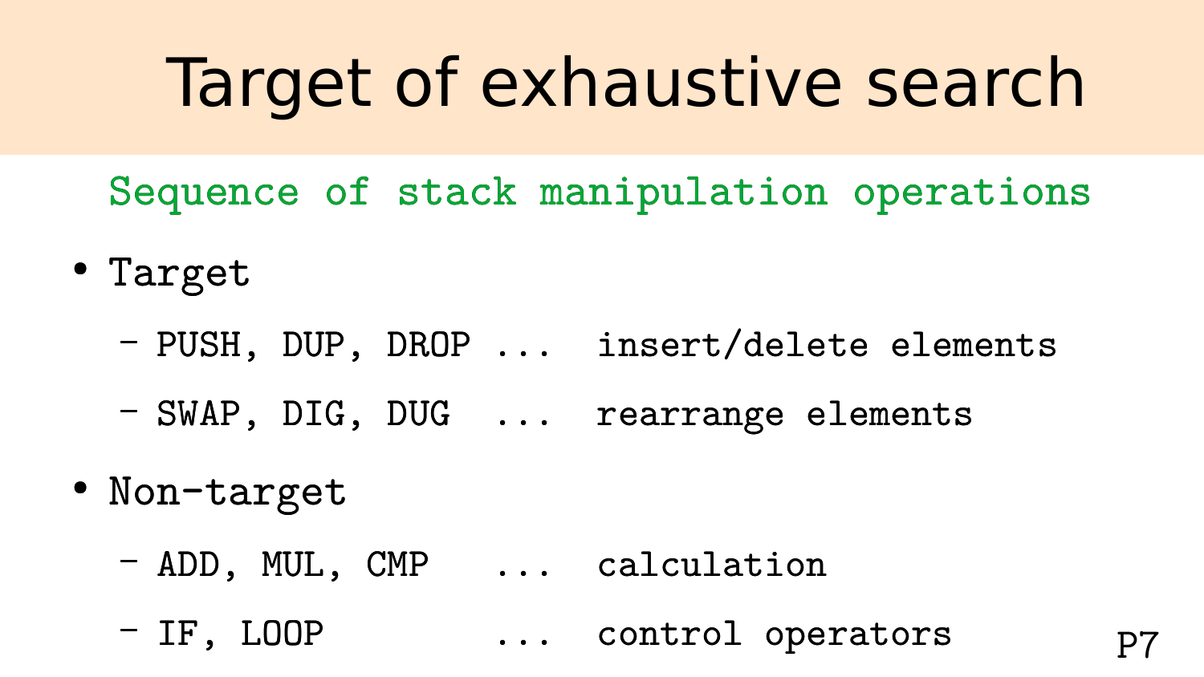# Target of exhaustive search

Sequence of stack manipulation operations

- Target
  - PUSH, DUP, DROP ... insert/delete elements
  - SWAP, DIG, DUG ... rearrange elements
- Non-target
  - ADD, MUL, CMP ... calculation
  - IF, LOOP ... control operators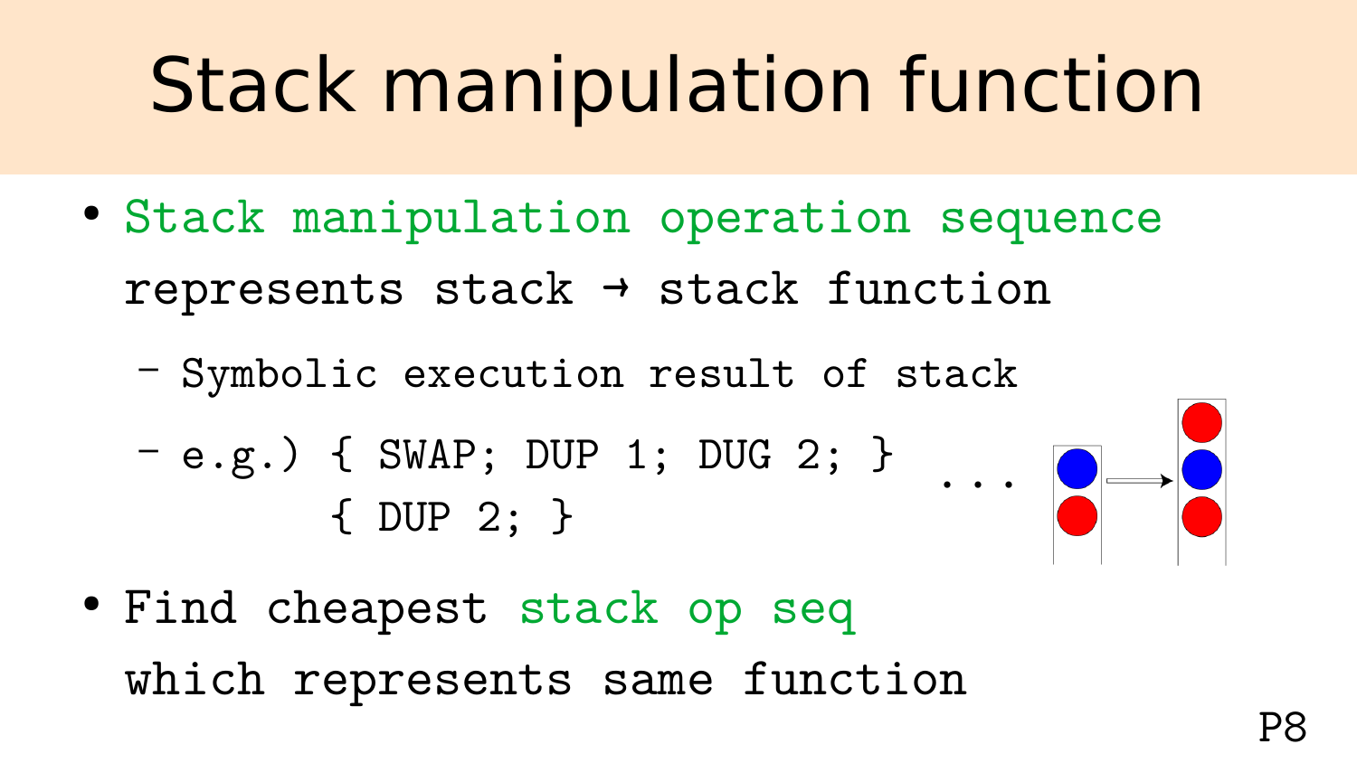# Stack manipulation function

- Stack manipulation operation sequence represents stack → stack function
  - Symbolic execution result of stack
  - e.g.) { SWAP; DUP 1; DUG 2; } { DUP 2; } ...
- Find cheapest stack op seq which represents same function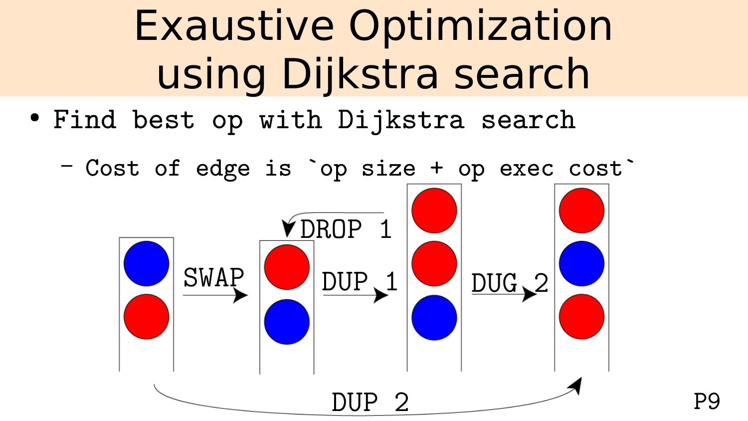# Exaustive Optimization using Dijkstra search

- Find best op with Dijkstra search
  - Cost of edge is `op size + op exec cost`

SWAP

DROP 1

DUP 1

DUG 2

DUP 2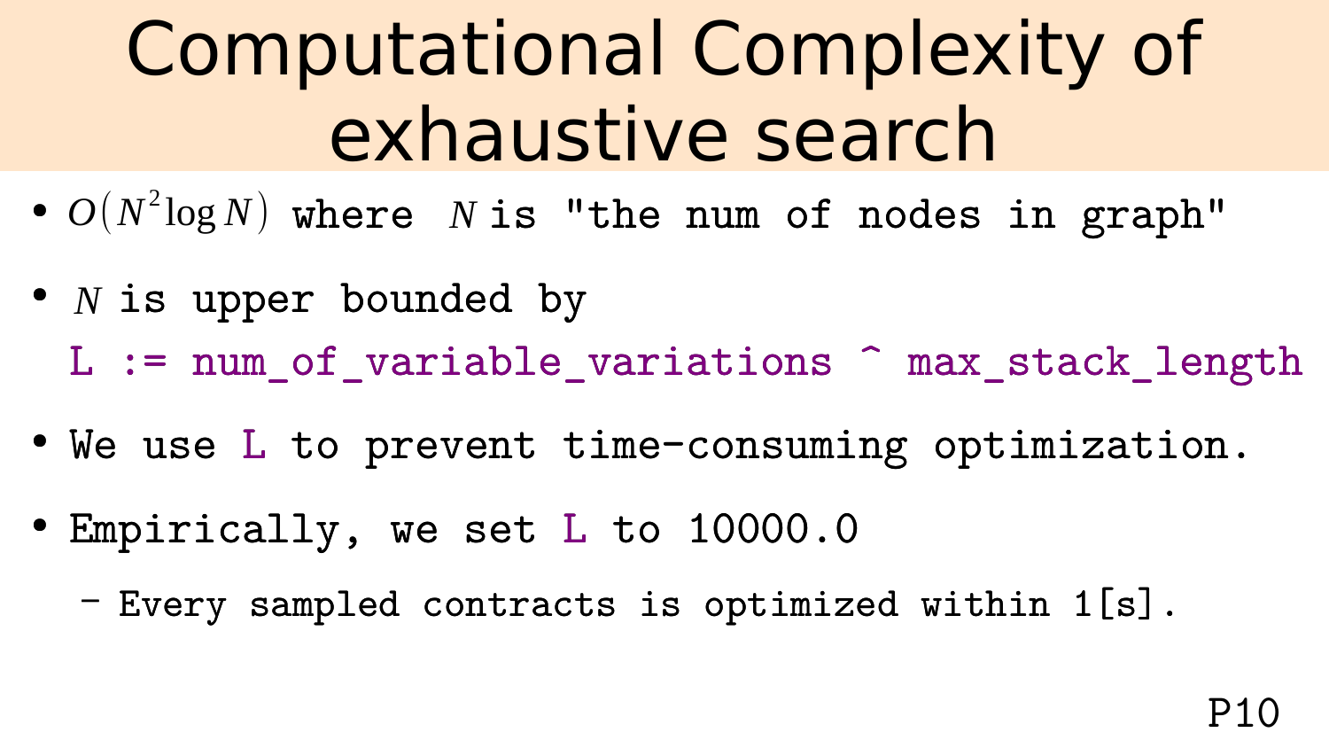# Computational Complexity of exhaustive search

- $O(N^2 \log N)$ where $N$ is "the num of nodes in graph"
- $N$ is upper bounded by
  `L := num_of_variable_variations ^ max_stack_length`
- We use `L` to prevent time-consuming optimization.
- Empirically, we set `L` to 10000.0
  - Every sampled contracts is optimized within 1[s].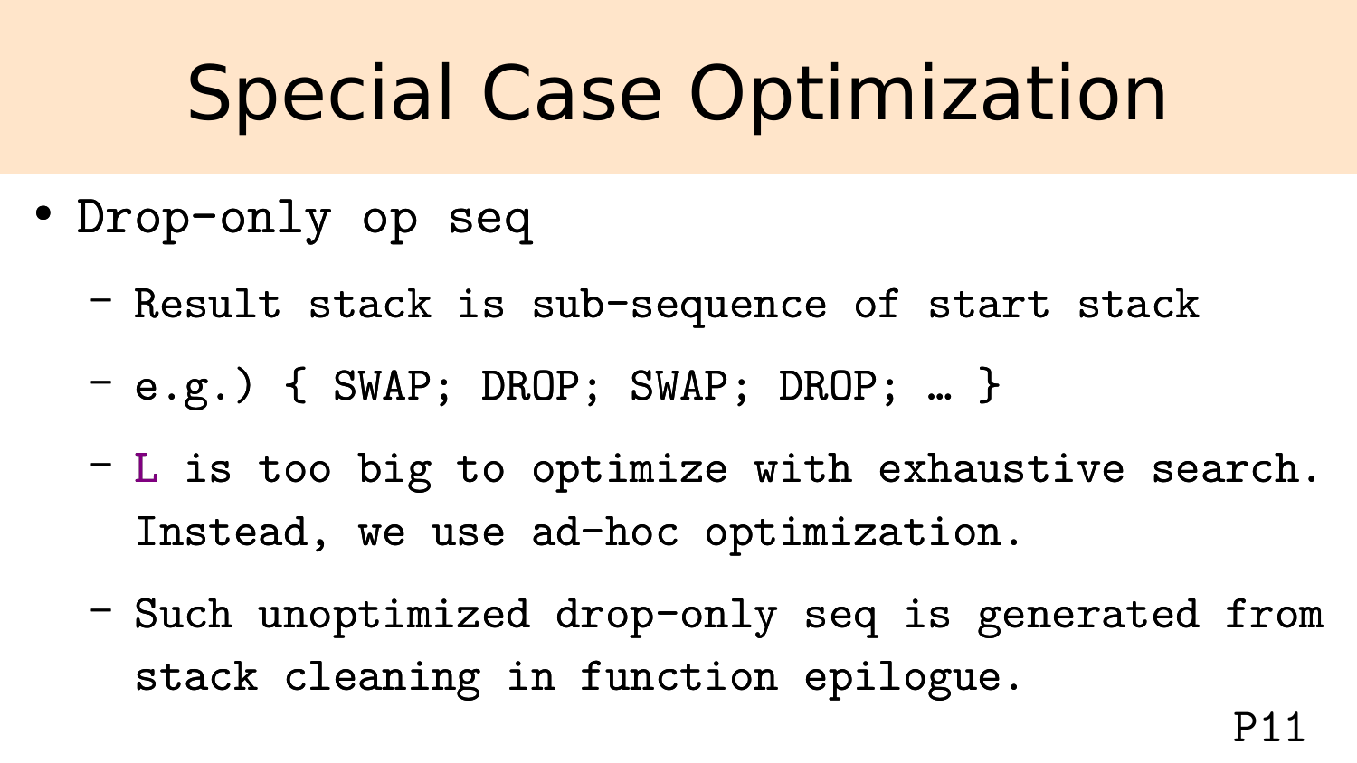# Special Case Optimization

- Drop-only op seq
  - Result stack is sub-sequence of start stack
  - e.g.) { SWAP; DROP; SWAP; DROP; … }
  - L is too big to optimize with exhaustive search. Instead, we use ad-hoc optimization.
  - Such unoptimized drop-only seq is generated from stack cleaning in function epilogue.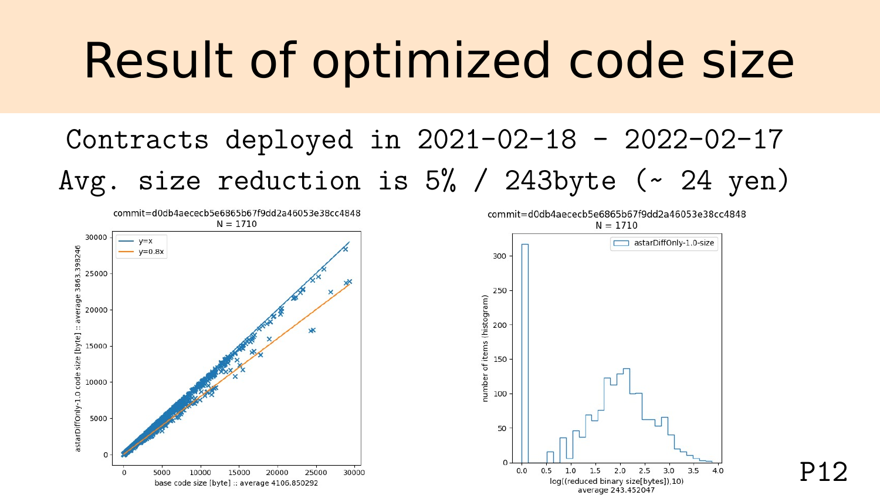# Result of optimized code size

Contracts deployed in 2021-02-18 - 2022-02-17

Avg. size reduction is 5% / 243byte (~ 24 yen)

commit=d0db4aececb5e6865b67f9dd2a46053e38cc4848
N = 1710

y=x
y=0.8x

astarDiffOnly-1.0 code size [byte] :: average 3863.398246

base code size [byte] :: average 4106.850292

commit=d0db4aececb5e6865b67f9dd2a46053e38cc4848
N = 1710

astarDiffOnly-1.0-size

number of items (histogram)

log((reduced binary size[bytes]),10)
average 243.452047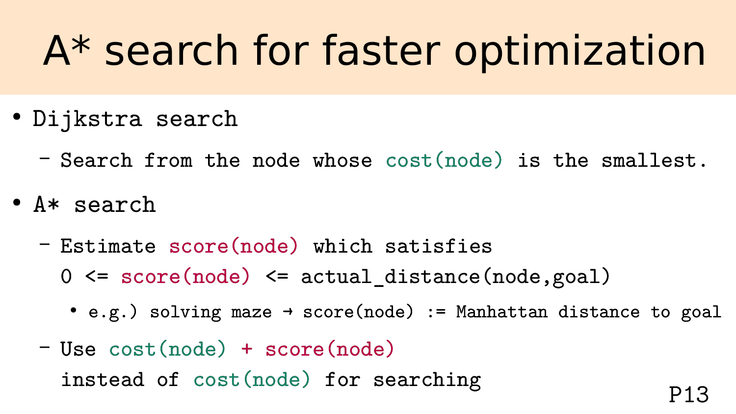# A* search for faster optimization

- Dijkstra search
  - Search from the node whose cost(node) is the smallest.
- A* search
  - Estimate score(node) which satisfies
    0 <= score(node) <= actual_distance(node,goal)
    - e.g.) solving maze → score(node) := Manhattan distance to goal
  - Use cost(node) + score(node)
    instead of cost(node) for searching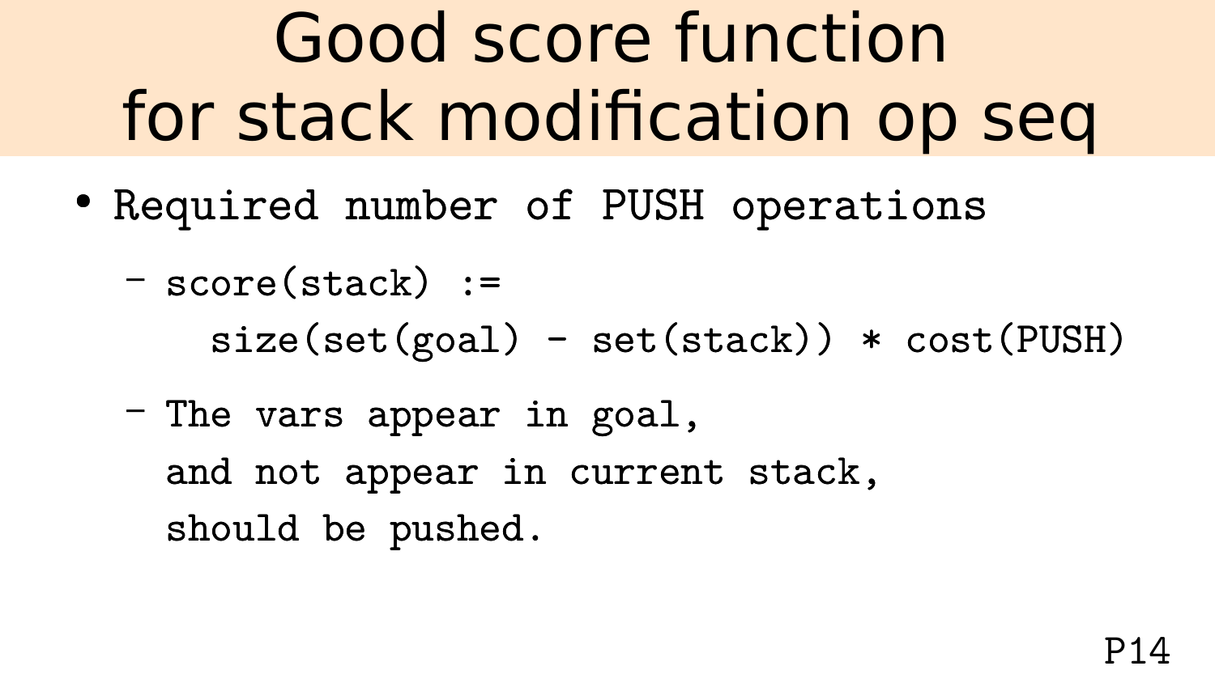# Good score function for stack modification op seq

- Required number of PUSH operations
  - score(stack) :=

    ```
    size(set(goal) - set(stack)) * cost(PUSH)
    ```
  - The vars appear in goal,
    and not appear in current stack,
    should be pushed.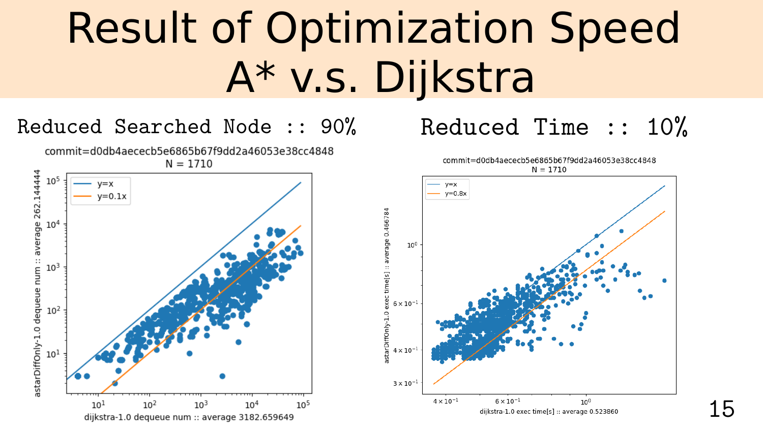# Result of Optimization Speed A* v.s. Dijkstra

Reduced Searched Node :: 90%

Reduced Time :: 10%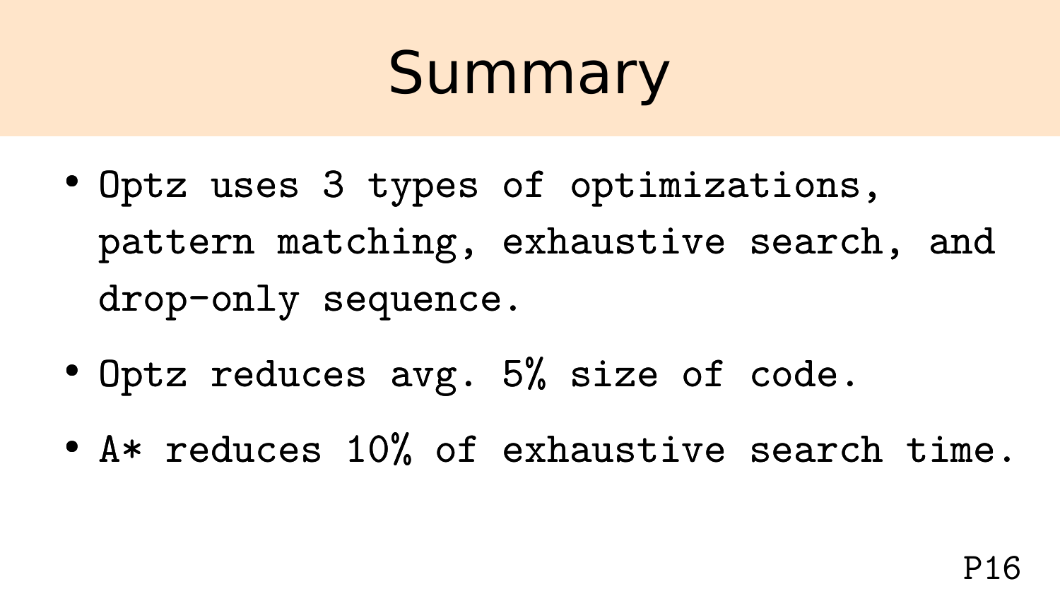# Summary

- Optz uses 3 types of optimizations, pattern matching, exhaustive search, and drop-only sequence.
- Optz reduces avg. 5% size of code.
- A* reduces 10% of exhaustive search time.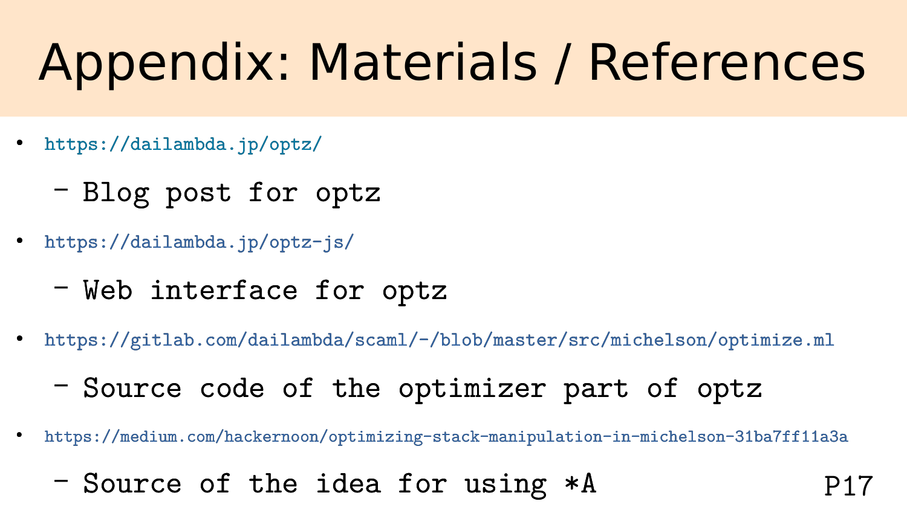# Appendix: Materials / References

- https://dailambda.jp/optz/
  - Blog post for optz
- https://dailambda.jp/optz-js/
  - Web interface for optz
- https://gitlab.com/dailambda/scaml/-/blob/master/src/michelson/optimize.ml
  - Source code of the optimizer part of optz
- https://medium.com/hackernoon/optimizing-stack-manipulation-in-michelson-31ba7ff11a3a
  - Source of the idea for using *A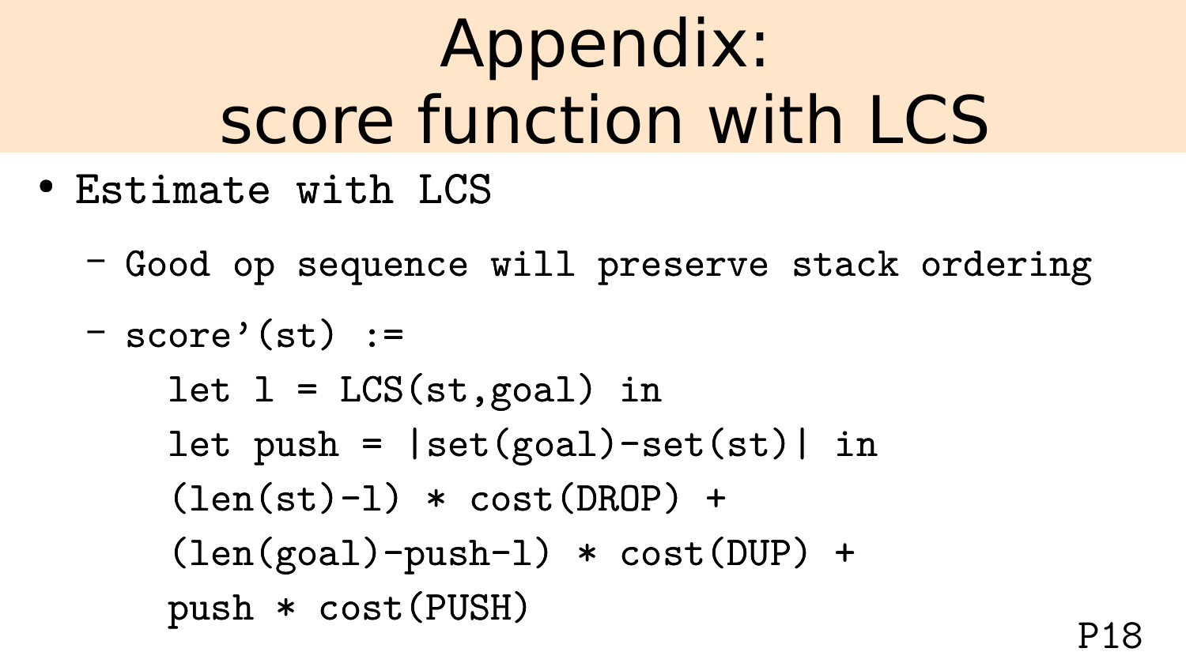# Appendix: score function with LCS

- Estimate with LCS
  - Good op sequence will preserve stack ordering
  - score'(st) :=

```
let l = LCS(st,goal) in
let push = |set(goal)-set(st)| in
(len(st)-l) * cost(DROP) +
(len(goal)-push-l) * cost(DUP) +
push * cost(PUSH)
```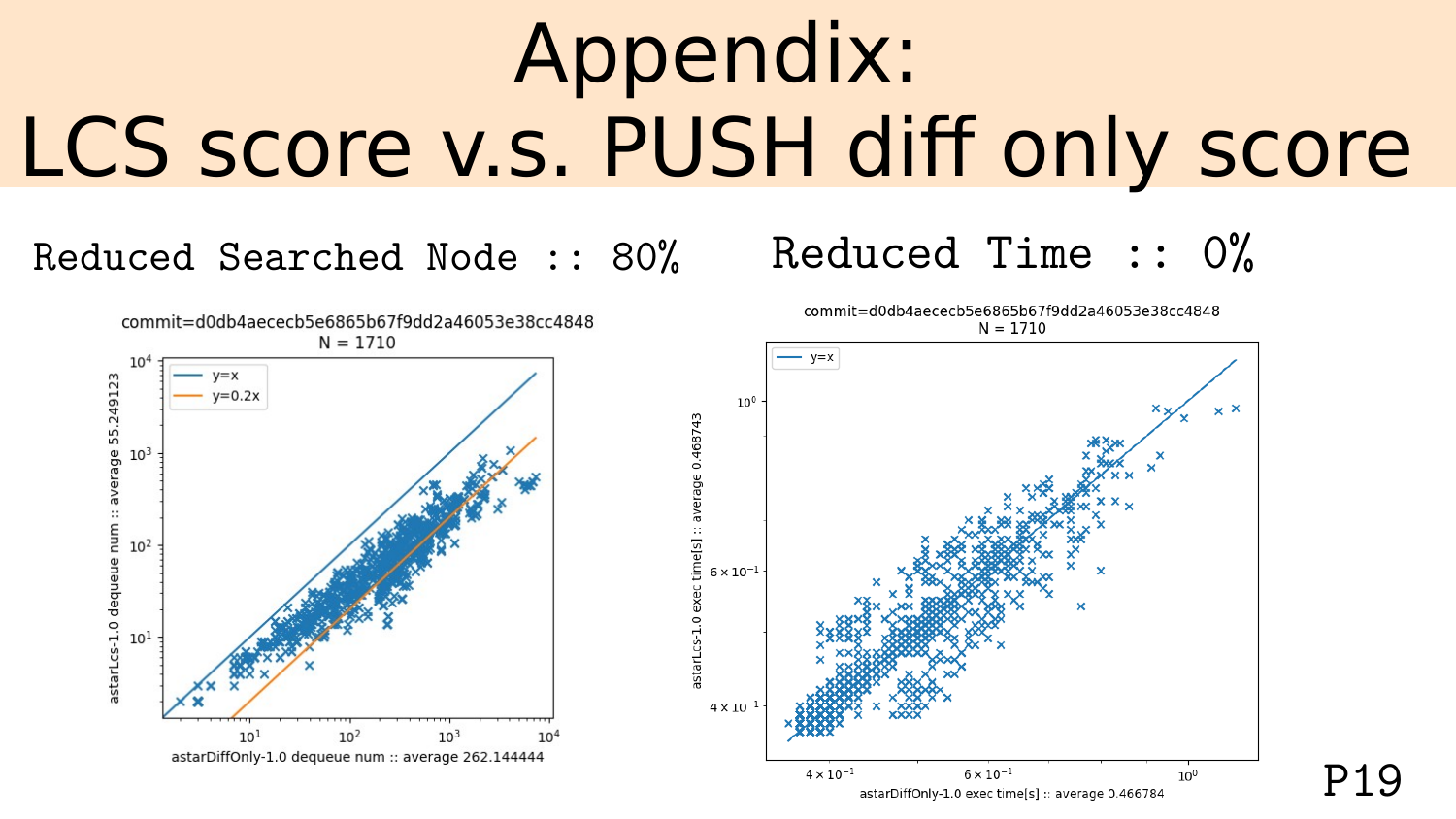# Appendix: LCS score v.s. PUSH diff only score

Reduced Searched Node :: 80%

commit=d0db4aececb5e6865b67f9dd2a46053e38cc4848
N = 1710

y=x
y=0.2x

astarLcs-1.0 dequeue num :: average 55.249123

astarDiffOnly-1.0 dequeue num :: average 262.144444

Reduced Time :: 0%

commit=d0db4aececb5e6865b67f9dd2a46053e38cc4848
N = 1710

y=x

astarLcs-1.0 exec time[s] :: average 0.468743

astarDiffOnly-1.0 exec time[s] :: average 0.466784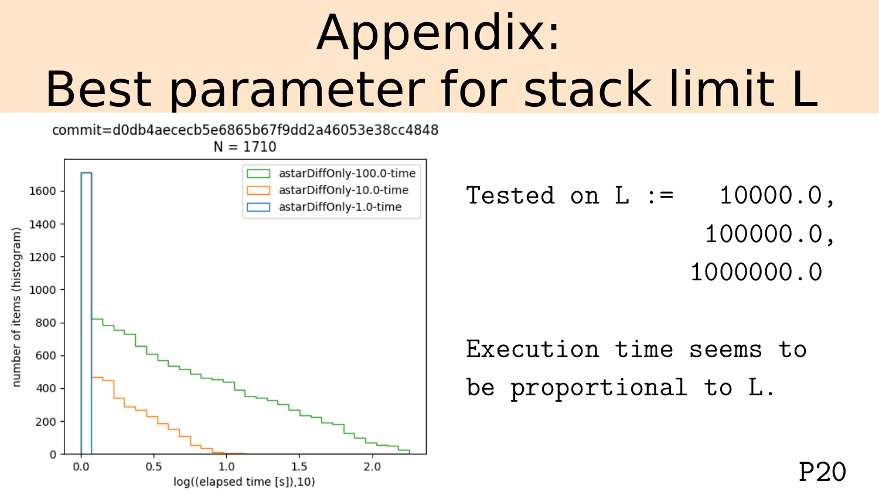# Appendix: Best parameter for stack limit L

commit=d0db4aececb5e6865b67f9dd2a46053e38cc4848
N = 1710

Tested on L := 10000.0, 100000.0, 1000000.0

Execution time seems to be proportional to L.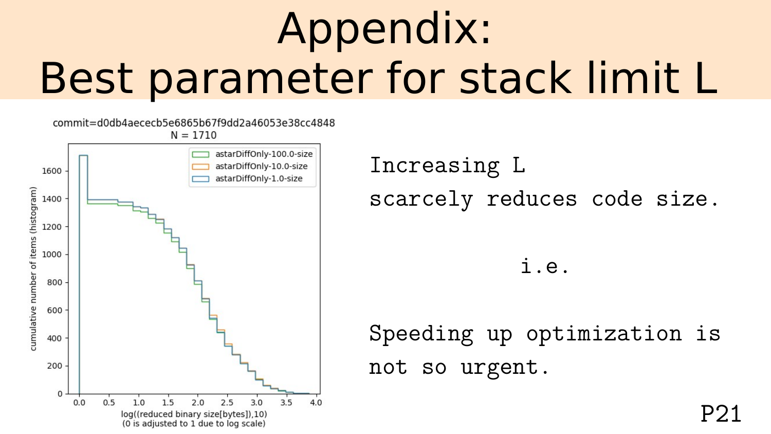# Appendix: Best parameter for stack limit L

commit=d0db4aececb5e6865b67f9dd2a46053e38cc4848
N = 1710

Legend: astarDiffOnly-100.0-size, astarDiffOnly-10.0-size, astarDiffOnly-1.0-size

y-axis: cumulative number of items (histogram)

x-axis: log((reduced binary size[bytes]),10) (0 is adjusted to 1 due to log scale)

Increasing L scarcely reduces code size.

i.e.

Speeding up optimization is not so urgent.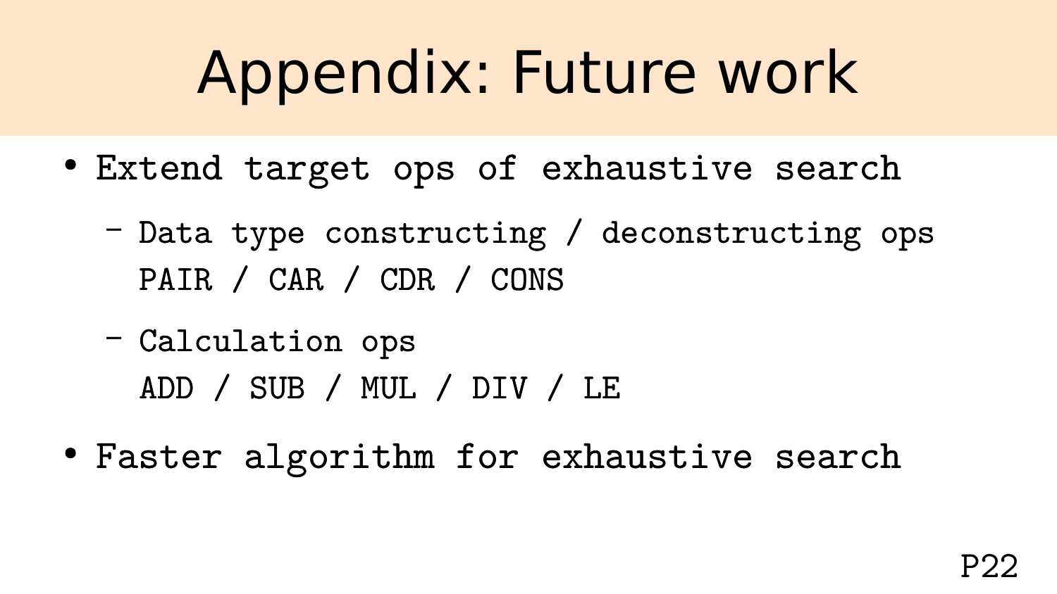# Appendix: Future work

- Extend target ops of exhaustive search
  - Data type constructing / deconstructing ops
    PAIR / CAR / CDR / CONS
  - Calculation ops
    ADD / SUB / MUL / DIV / LE
- Faster algorithm for exhaustive search